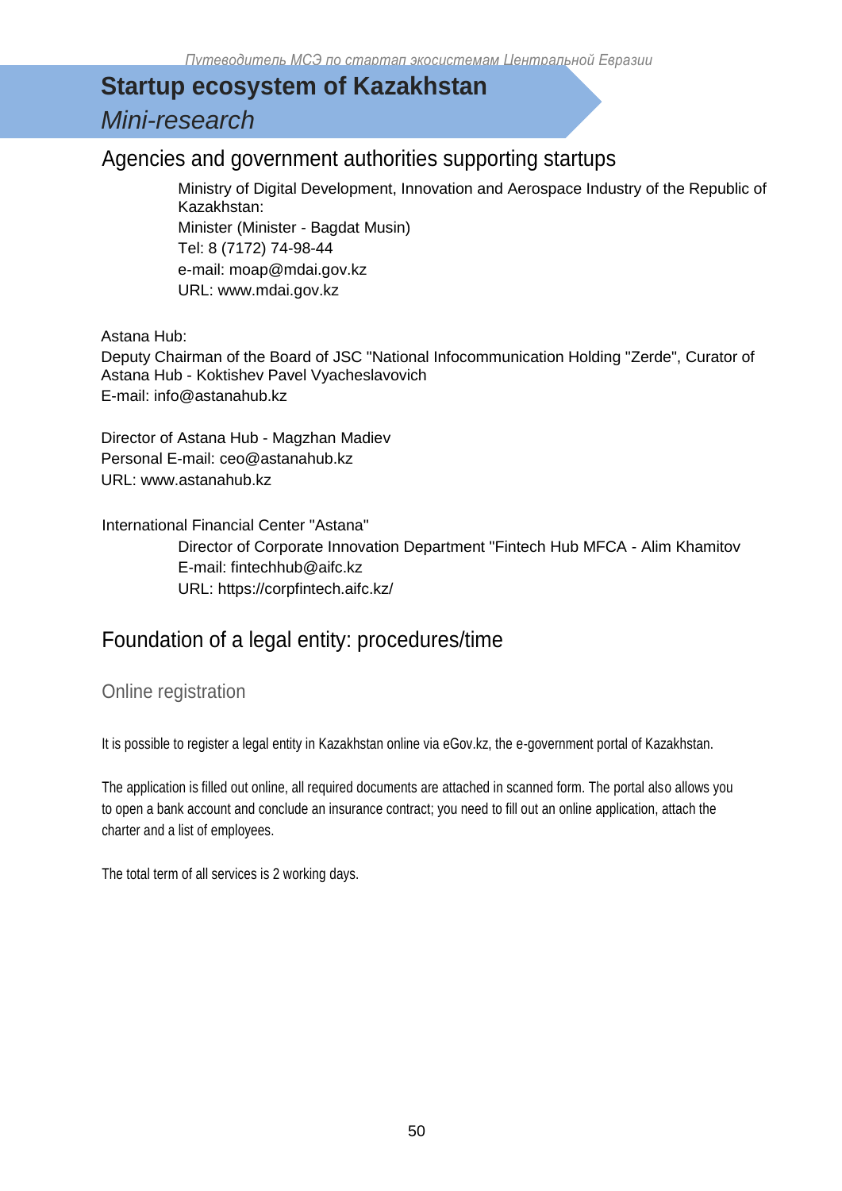# Startup ecosystem of Kazakhstan

*Mini-research*

## Agencies and government authorities supporting startups

Ministry of Digital Development, Innovation and Aerospace Industry of the Republic of Kazakhstan:
Minister (Minister - Bagdat Musin)
Tel: 8 (7172) 74-98-44
e-mail: moap@mdai.gov.kz
URL: www.mdai.gov.kz

Astana Hub:
Deputy Chairman of the Board of JSC "National Infocommunication Holding "Zerde", Curator of Astana Hub - Koktishev Pavel Vyacheslavovich
E-mail: info@astanahub.kz

Director of Astana Hub - Magzhan Madiev
Personal E-mail: ceo@astanahub.kz
URL: www.astanahub.kz

International Financial Center "Astana"
Director of Corporate Innovation Department "Fintech Hub MFCA - Alim Khamitov
E-mail: fintechhub@aifc.kz
URL: https://corpfintech.aifc.kz/

## Foundation of a legal entity: procedures/time

### Online registration

It is possible to register a legal entity in Kazakhstan online via eGov.kz, the e-government portal of Kazakhstan.

The application is filled out online, all required documents are attached in scanned form. The portal also allows you to open a bank account and conclude an insurance contract; you need to fill out an online application, attach the charter and a list of employees.

The total term of all services is 2 working days.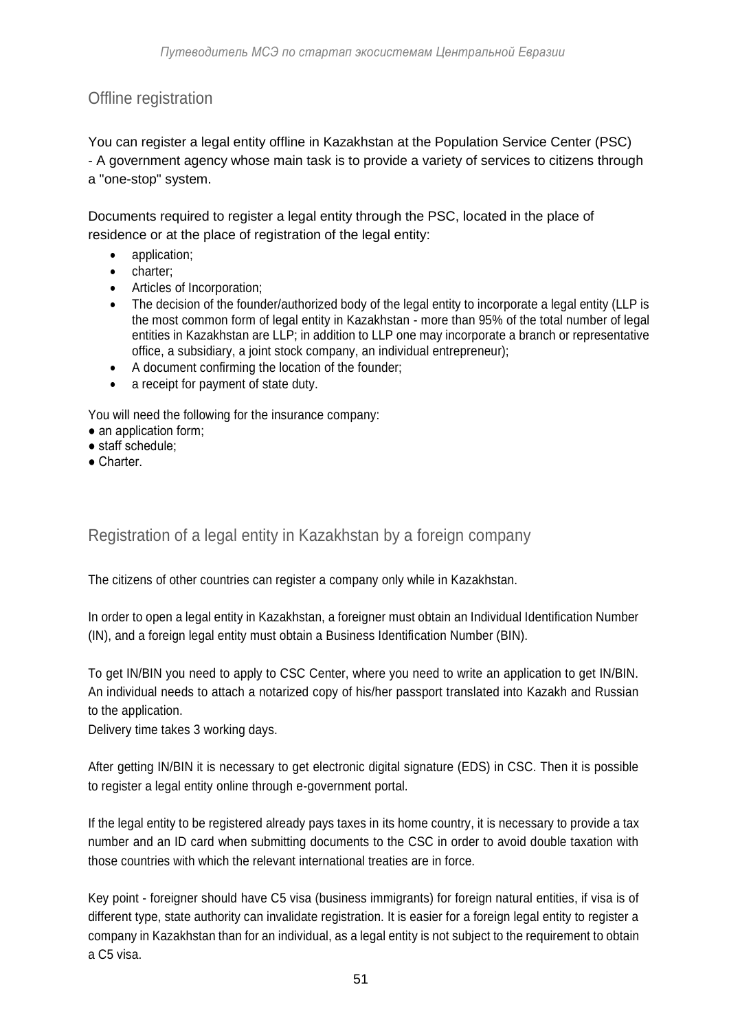## Offline registration

You can register a legal entity offline in Kazakhstan at the Population Service Center (PSC) - A government agency whose main task is to provide a variety of services to citizens through a "one-stop" system.

Documents required to register a legal entity through the PSC, located in the place of residence or at the place of registration of the legal entity:

- application;
- charter;
- Articles of Incorporation;
- The decision of the founder/authorized body of the legal entity to incorporate a legal entity (LLP is the most common form of legal entity in Kazakhstan - more than 95% of the total number of legal entities in Kazakhstan are LLP; in addition to LLP one may incorporate a branch or representative office, a subsidiary, a joint stock company, an individual entrepreneur);
- A document confirming the location of the founder;
- a receipt for payment of state duty.

You will need the following for the insurance company:

- an application form;
- staff schedule;
- Charter.

## Registration of a legal entity in Kazakhstan by a foreign company

The citizens of other countries can register a company only while in Kazakhstan.

In order to open a legal entity in Kazakhstan, a foreigner must obtain an Individual Identification Number (IN), and a foreign legal entity must obtain a Business Identification Number (BIN).

To get IN/BIN you need to apply to CSC Center, where you need to write an application to get IN/BIN. An individual needs to attach a notarized copy of his/her passport translated into Kazakh and Russian to the application.
Delivery time takes 3 working days.

After getting IN/BIN it is necessary to get electronic digital signature (EDS) in CSC. Then it is possible to register a legal entity online through e-government portal.

If the legal entity to be registered already pays taxes in its home country, it is necessary to provide a tax number and an ID card when submitting documents to the CSC in order to avoid double taxation with those countries with which the relevant international treaties are in force.

Key point - foreigner should have C5 visa (business immigrants) for foreign natural entities, if visa is of different type, state authority can invalidate registration. It is easier for a foreign legal entity to register a company in Kazakhstan than for an individual, as a legal entity is not subject to the requirement to obtain a C5 visa.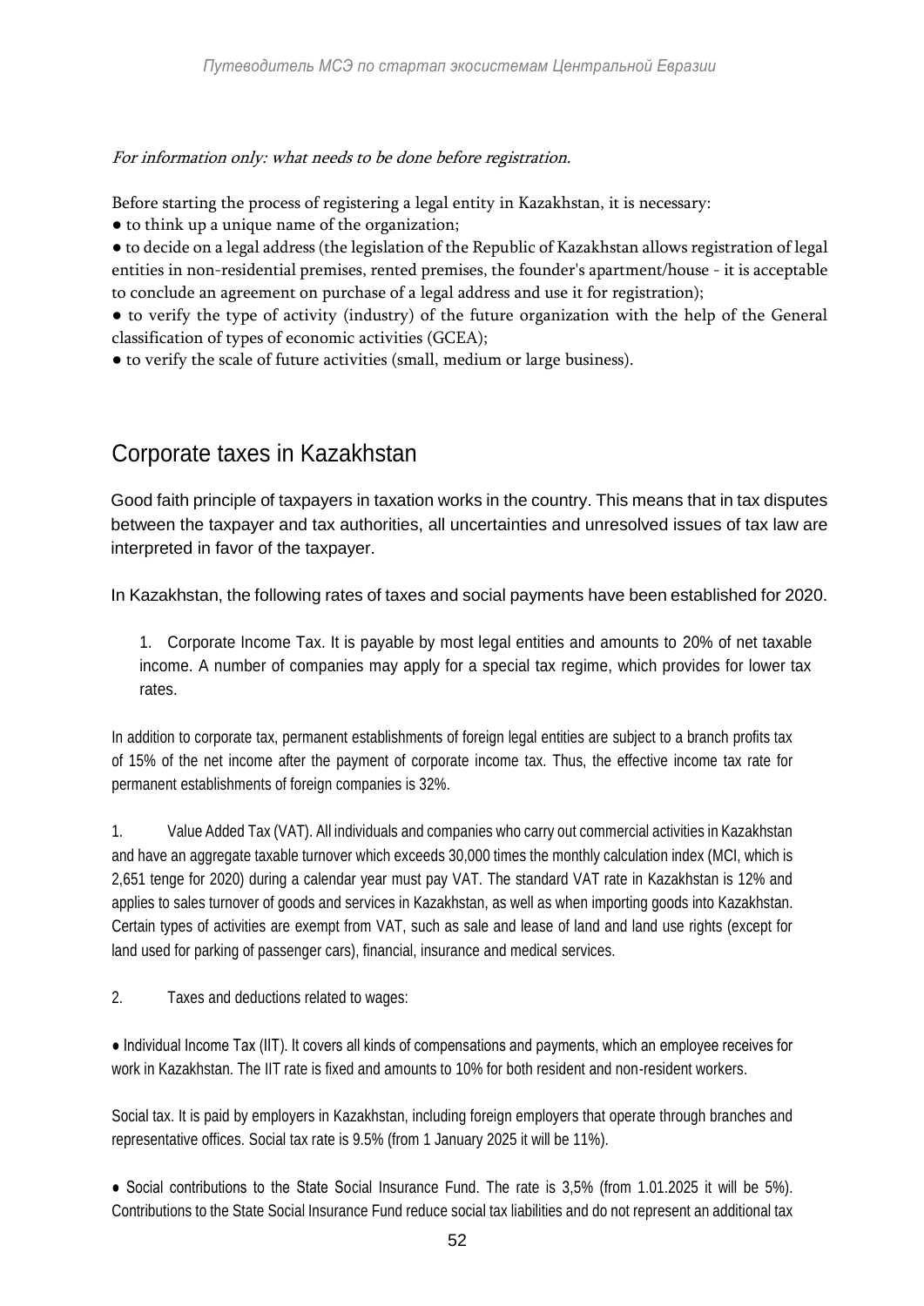*For information only: what needs to be done before registration.*

Before starting the process of registering a legal entity in Kazakhstan, it is necessary:

- to think up a unique name of the organization;
- to decide on a legal address (the legislation of the Republic of Kazakhstan allows registration of legal entities in non-residential premises, rented premises, the founder's apartment/house - it is acceptable to conclude an agreement on purchase of a legal address and use it for registration);
- to verify the type of activity (industry) of the future organization with the help of the General classification of types of economic activities (GCEA);
- to verify the scale of future activities (small, medium or large business).

## Corporate taxes in Kazakhstan

Good faith principle of taxpayers in taxation works in the country. This means that in tax disputes between the taxpayer and tax authorities, all uncertainties and unresolved issues of tax law are interpreted in favor of the taxpayer.

In Kazakhstan, the following rates of taxes and social payments have been established for 2020.

1. Corporate Income Tax. It is payable by most legal entities and amounts to 20% of net taxable income. A number of companies may apply for a special tax regime, which provides for lower tax rates.

In addition to corporate tax, permanent establishments of foreign legal entities are subject to a branch profits tax of 15% of the net income after the payment of corporate income tax. Thus, the effective income tax rate for permanent establishments of foreign companies is 32%.

1. Value Added Tax (VAT). All individuals and companies who carry out commercial activities in Kazakhstan and have an aggregate taxable turnover which exceeds 30,000 times the monthly calculation index (MCI, which is 2,651 tenge for 2020) during a calendar year must pay VAT. The standard VAT rate in Kazakhstan is 12% and applies to sales turnover of goods and services in Kazakhstan, as well as when importing goods into Kazakhstan. Certain types of activities are exempt from VAT, such as sale and lease of land and land use rights (except for land used for parking of passenger cars), financial, insurance and medical services.

2. Taxes and deductions related to wages:

- Individual Income Tax (IIT). It covers all kinds of compensations and payments, which an employee receives for work in Kazakhstan. The IIT rate is fixed and amounts to 10% for both resident and non-resident workers.

Social tax. It is paid by employers in Kazakhstan, including foreign employers that operate through branches and representative offices. Social tax rate is 9.5% (from 1 January 2025 it will be 11%).

- Social contributions to the State Social Insurance Fund. The rate is 3,5% (from 1.01.2025 it will be 5%). Contributions to the State Social Insurance Fund reduce social tax liabilities and do not represent an additional tax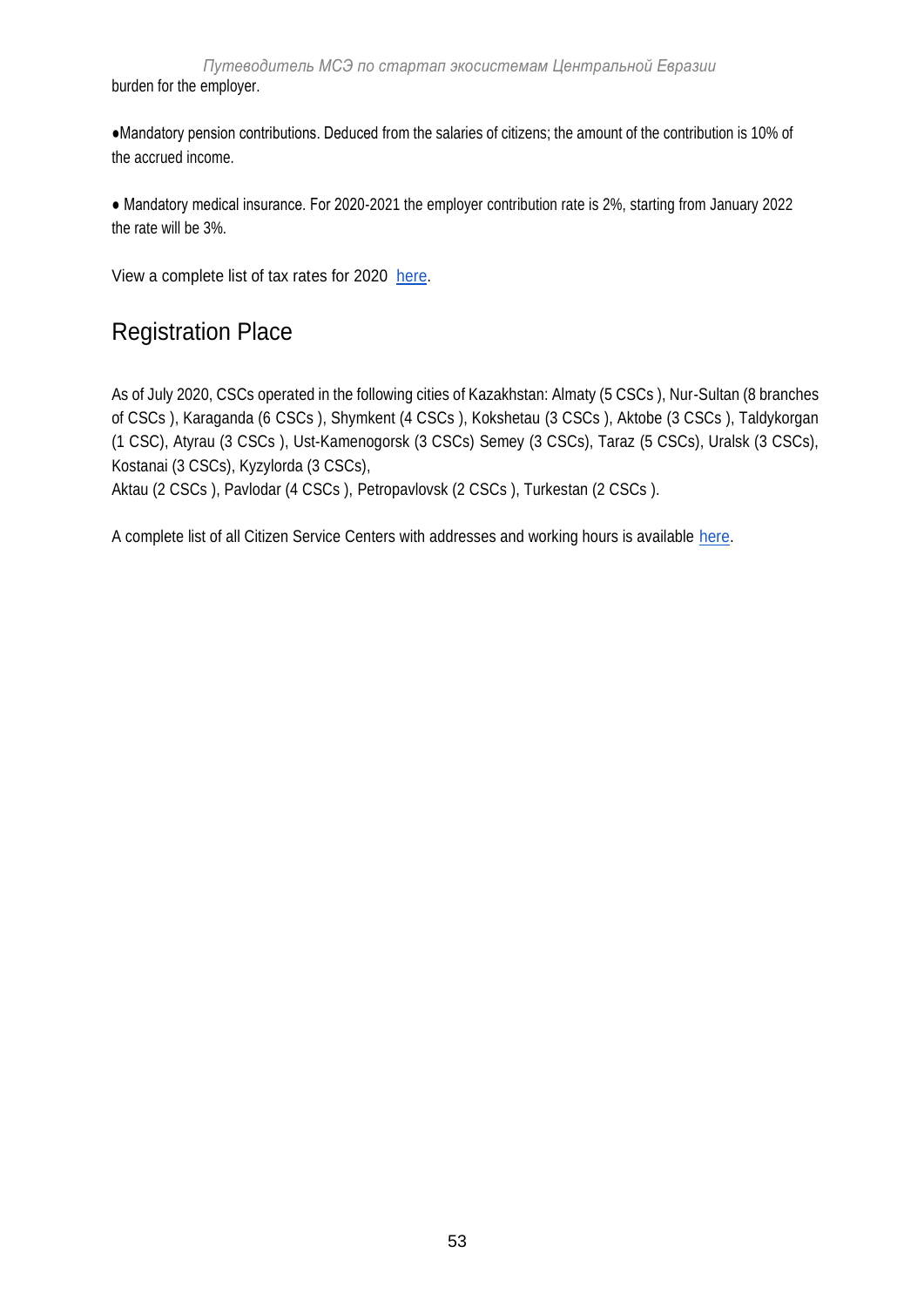burden for the employer.

- Mandatory pension contributions. Deduced from the salaries of citizens; the amount of the contribution is 10% of the accrued income.

- Mandatory medical insurance. For 2020-2021 the employer contribution rate is 2%, starting from January 2022 the rate will be 3%.

View a complete list of tax rates for 2020 here.

## Registration Place

As of July 2020, CSCs operated in the following cities of Kazakhstan: Almaty (5 CSCs ), Nur-Sultan (8 branches of CSCs ), Karaganda (6 CSCs ), Shymkent (4 CSCs ), Kokshetau (3 CSCs ), Aktobe (3 CSCs ), Taldykorgan (1 CSC), Atyrau (3 CSCs ), Ust-Kamenogorsk (3 CSCs) Semey (3 CSCs), Taraz (5 CSCs), Uralsk (3 CSCs), Kostanai (3 CSCs), Kyzylorda (3 CSCs),
Aktau (2 CSCs ), Pavlodar (4 CSCs ), Petropavlovsk (2 CSCs ), Turkestan (2 CSCs ).

A complete list of all Citizen Service Centers with addresses and working hours is available here.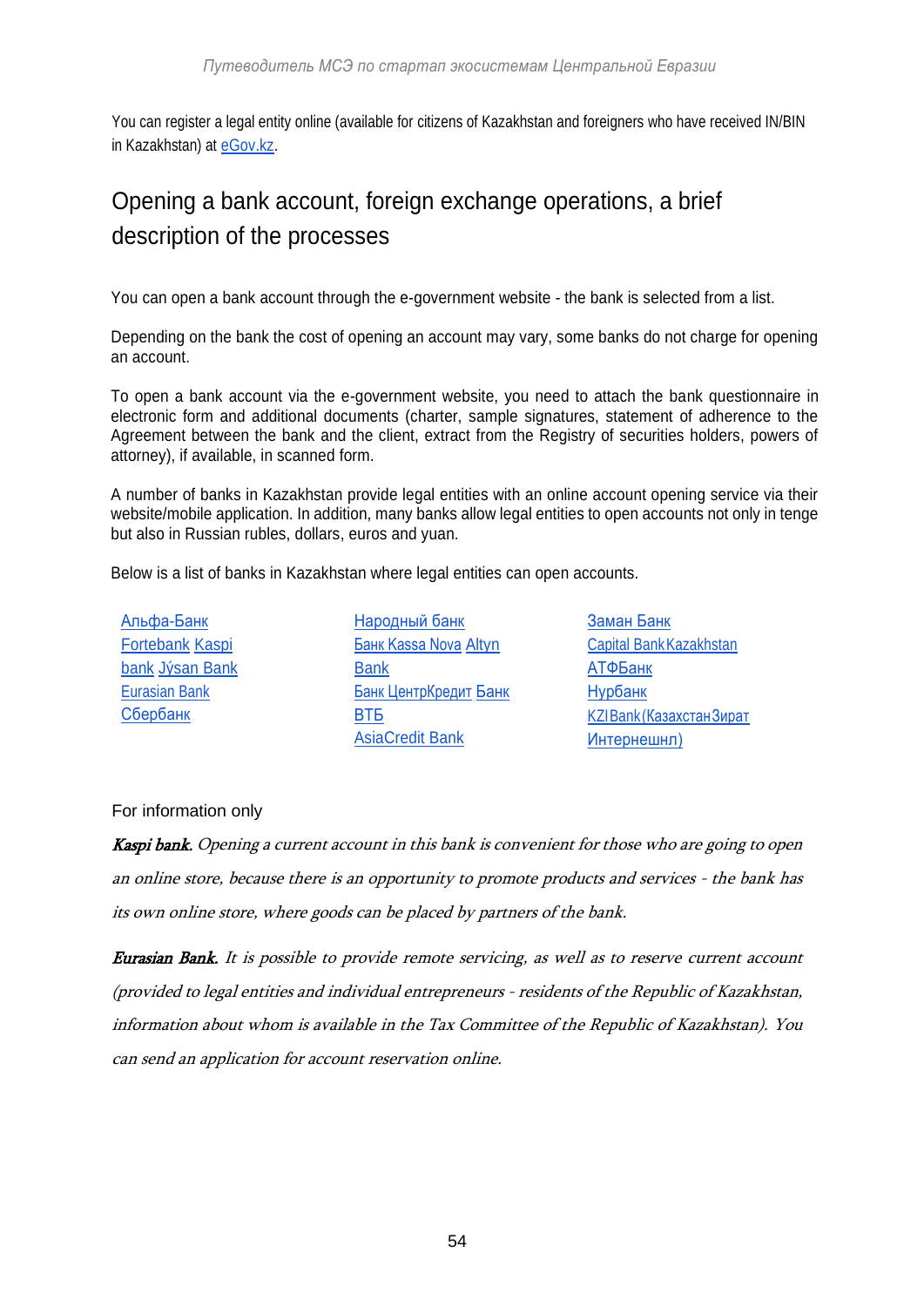You can register a legal entity online (available for citizens of Kazakhstan and foreigners who have received IN/BIN in Kazakhstan) at eGov.kz.

## Opening a bank account, foreign exchange operations, a brief description of the processes

You can open a bank account through the e-government website - the bank is selected from a list.

Depending on the bank the cost of opening an account may vary, some banks do not charge for opening an account.

To open a bank account via the e-government website, you need to attach the bank questionnaire in electronic form and additional documents (charter, sample signatures, statement of adherence to the Agreement between the bank and the client, extract from the Registry of securities holders, powers of attorney), if available, in scanned form.

A number of banks in Kazakhstan provide legal entities with an online account opening service via their website/mobile application. In addition, many banks allow legal entities to open accounts not only in tenge but also in Russian rubles, dollars, euros and yuan.

Below is a list of banks in Kazakhstan where legal entities can open accounts.

- Альфа-Банк
- Fortebank
- Kaspi bank
- Jýsan Bank
- Eurasian Bank
- Сбербанк
- Народный банк
- Банк Kassa Nova
- Altyn Bank
- Банк ЦентрКредит
- Банк ВТБ
- AsiaCredit Bank
- Заман Банк
- Capital Bank Kazakhstan
- АТФБанк
- Нурбанк
- KZI Bank (Казахстан Зират Интернешнл)

For information only

***Kaspi bank.*** *Opening a current account in this bank is convenient for those who are going to open an online store, because there is an opportunity to promote products and services - the bank has its own online store, where goods can be placed by partners of the bank.*

***Eurasian Bank.*** *It is possible to provide remote servicing, as well as to reserve current account (provided to legal entities and individual entrepreneurs - residents of the Republic of Kazakhstan, information about whom is available in the Tax Committee of the Republic of Kazakhstan). You can send an application for account reservation online.*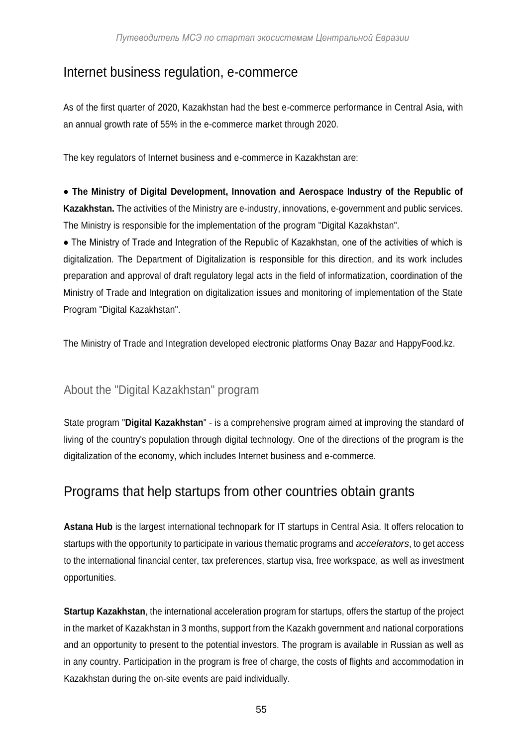## Internet business regulation, e-commerce

As of the first quarter of 2020, Kazakhstan had the best e-commerce performance in Central Asia, with an annual growth rate of 55% in the e-commerce market through 2020.

The key regulators of Internet business and e-commerce in Kazakhstan are:

- **The Ministry of Digital Development, Innovation and Aerospace Industry of the Republic of Kazakhstan.** The activities of the Ministry are e-industry, innovations, e-government and public services. The Ministry is responsible for the implementation of the program "Digital Kazakhstan".
- The Ministry of Trade and Integration of the Republic of Kazakhstan, one of the activities of which is digitalization. The Department of Digitalization is responsible for this direction, and its work includes preparation and approval of draft regulatory legal acts in the field of informatization, coordination of the Ministry of Trade and Integration on digitalization issues and monitoring of implementation of the State Program "Digital Kazakhstan".

The Ministry of Trade and Integration developed electronic platforms Onay Bazar and HappyFood.kz.

### About the "Digital Kazakhstan" program

State program "**Digital Kazakhstan**" - is a comprehensive program aimed at improving the standard of living of the country's population through digital technology. One of the directions of the program is the digitalization of the economy, which includes Internet business and e-commerce.

## Programs that help startups from other countries obtain grants

**Astana Hub** is the largest international technopark for IT startups in Central Asia. It offers relocation to startups with the opportunity to participate in various thematic programs and *accelerators*, to get access to the international financial center, tax preferences, startup visa, free workspace, as well as investment opportunities.

**Startup Kazakhstan**, the international acceleration program for startups, offers the startup of the project in the market of Kazakhstan in 3 months, support from the Kazakh government and national corporations and an opportunity to present to the potential investors. The program is available in Russian as well as in any country. Participation in the program is free of charge, the costs of flights and accommodation in Kazakhstan during the on-site events are paid individually.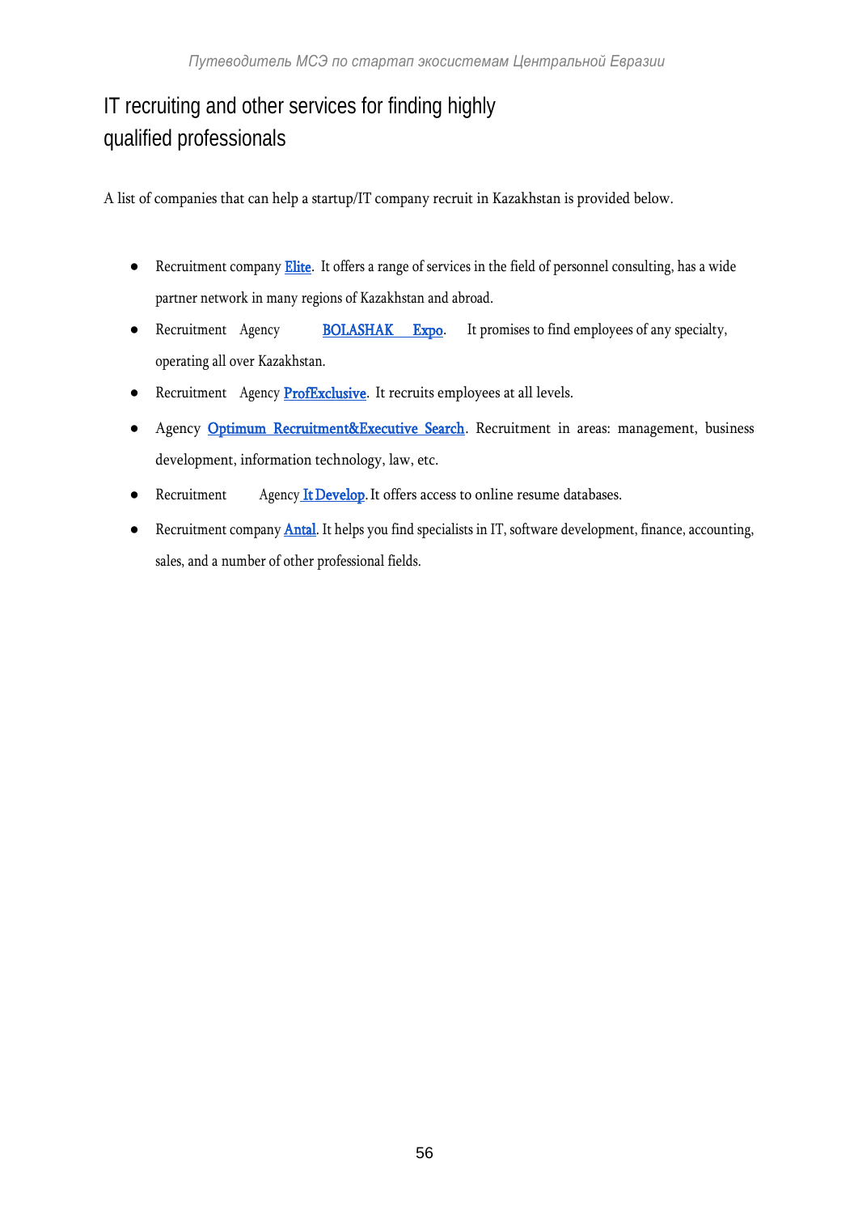# IT recruiting and other services for finding highly qualified professionals

A list of companies that can help a startup/IT company recruit in Kazakhstan is provided below.

- Recruitment company Elite. It offers a range of services in the field of personnel consulting, has a wide partner network in many regions of Kazakhstan and abroad.
- Recruitment Agency BOLASHAK Expo. It promises to find employees of any specialty, operating all over Kazakhstan.
- Recruitment Agency ProfExclusive. It recruits employees at all levels.
- Agency Optimum Recruitment&Executive Search. Recruitment in areas: management, business development, information technology, law, etc.
- Recruitment Agency It Develop. It offers access to online resume databases.
- Recruitment company Antal. It helps you find specialists in IT, software development, finance, accounting, sales, and a number of other professional fields.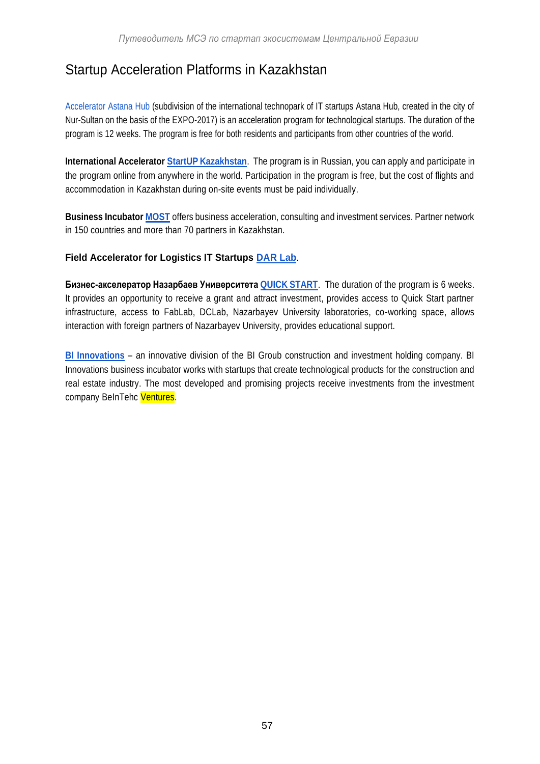# Startup Acceleration Platforms in Kazakhstan

Accelerator Astana Hub (subdivision of the international technopark of IT startups Astana Hub, created in the city of Nur-Sultan on the basis of the EXPO-2017) is an acceleration program for technological startups. The duration of the program is 12 weeks. The program is free for both residents and participants from other countries of the world.

**International Accelerator StartUP Kazakhstan**. The program is in Russian, you can apply and participate in the program online from anywhere in the world. Participation in the program is free, but the cost of flights and accommodation in Kazakhstan during on-site events must be paid individually.

**Business Incubator MOST** offers business acceleration, consulting and investment services. Partner network in 150 countries and more than 70 partners in Kazakhstan.

**Field Accelerator for Logistics IT Startups DAR Lab**.

**Бизнес-акселератор Назарбаев Университета QUICK START**. The duration of the program is 6 weeks. It provides an opportunity to receive a grant and attract investment, provides access to Quick Start partner infrastructure, access to FabLab, DCLab, Nazarbayev University laboratories, co-working space, allows interaction with foreign partners of Nazarbayev University, provides educational support.

**BI Innovations** – an innovative division of the BI Groub construction and investment holding company. BI Innovations business incubator works with startups that create technological products for the construction and real estate industry. The most developed and promising projects receive investments from the investment company BeInTehc Ventures.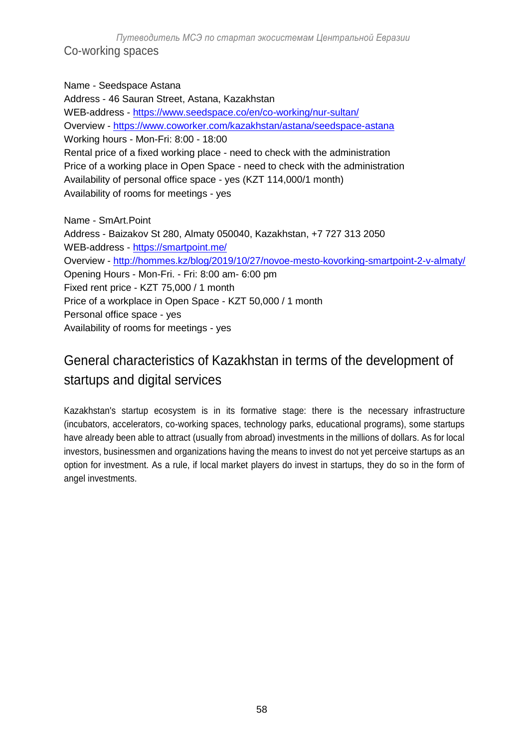## Co-working spaces

Name - Seedspace Astana
Address - 46 Sauran Street, Astana, Kazakhstan
WEB-address - https://www.seedspace.co/en/co-working/nur-sultan/
Overview - https://www.coworker.com/kazakhstan/astana/seedspace-astana
Working hours - Mon-Fri: 8:00 - 18:00
Rental price of a fixed working place - need to check with the administration
Price of a working place in Open Space - need to check with the administration
Availability of personal office space - yes (KZT 114,000/1 month)
Availability of rooms for meetings - yes

Name - SmArt.Point
Address - Baizakov St 280, Almaty 050040, Kazakhstan, +7 727 313 2050
WEB-address - https://smartpoint.me/
Overview - http://hommes.kz/blog/2019/10/27/novoe-mesto-kovorking-smartpoint-2-v-almaty/
Opening Hours - Mon-Fri. - Fri: 8:00 am- 6:00 pm
Fixed rent price - KZT 75,000 / 1 month
Price of a workplace in Open Space - KZT 50,000 / 1 month
Personal office space - yes
Availability of rooms for meetings - yes

## General characteristics of Kazakhstan in terms of the development of startups and digital services

Kazakhstan's startup ecosystem is in its formative stage: there is the necessary infrastructure (incubators, accelerators, co-working spaces, technology parks, educational programs), some startups have already been able to attract (usually from abroad) investments in the millions of dollars. As for local investors, businessmen and organizations having the means to invest do not yet perceive startups as an option for investment. As a rule, if local market players do invest in startups, they do so in the form of angel investments.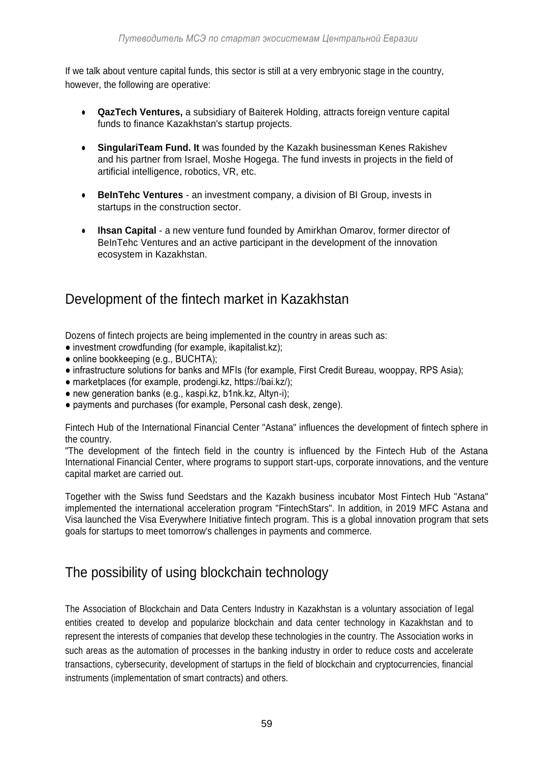If we talk about venture capital funds, this sector is still at a very embryonic stage in the country, however, the following are operative:

- **QazTech Ventures,** a subsidiary of Baiterek Holding, attracts foreign venture capital funds to finance Kazakhstan's startup projects.
- **SingulariTeam Fund. It** was founded by the Kazakh businessman Kenes Rakishev and his partner from Israel, Moshe Hogega. The fund invests in projects in the field of artificial intelligence, robotics, VR, etc.
- **BeInTehc Ventures** - an investment company, a division of BI Group, invests in startups in the construction sector.
- **Ihsan Capital** - a new venture fund founded by Amirkhan Omarov, former director of BeInTehc Ventures and an active participant in the development of the innovation ecosystem in Kazakhstan.

## Development of the fintech market in Kazakhstan

Dozens of fintech projects are being implemented in the country in areas such as:

- investment crowdfunding (for example, ikapitalist.kz);
- online bookkeeping (e.g., BUCHTA);
- infrastructure solutions for banks and MFIs (for example, First Credit Bureau, wooppay, RPS Asia);
- marketplaces (for example, prodengi.kz, https://bai.kz/);
- new generation banks (e.g., kaspi.kz, b1nk.kz, Altyn-i);
- payments and purchases (for example, Personal cash desk, zenge).

Fintech Hub of the International Financial Center "Astana" influences the development of fintech sphere in the country.

"The development of the fintech field in the country is influenced by the Fintech Hub of the Astana International Financial Center, where programs to support start-ups, corporate innovations, and the venture capital market are carried out.

Together with the Swiss fund Seedstars and the Kazakh business incubator Most Fintech Hub "Astana" implemented the international acceleration program "FintechStars". In addition, in 2019 MFC Astana and Visa launched the Visa Everywhere Initiative fintech program. This is a global innovation program that sets goals for startups to meet tomorrow's challenges in payments and commerce.

## The possibility of using blockchain technology

The Association of Blockchain and Data Centers Industry in Kazakhstan is a voluntary association of legal entities created to develop and popularize blockchain and data center technology in Kazakhstan and to represent the interests of companies that develop these technologies in the country. The Association works in such areas as the automation of processes in the banking industry in order to reduce costs and accelerate transactions, cybersecurity, development of startups in the field of blockchain and cryptocurrencies, financial instruments (implementation of smart contracts) and others.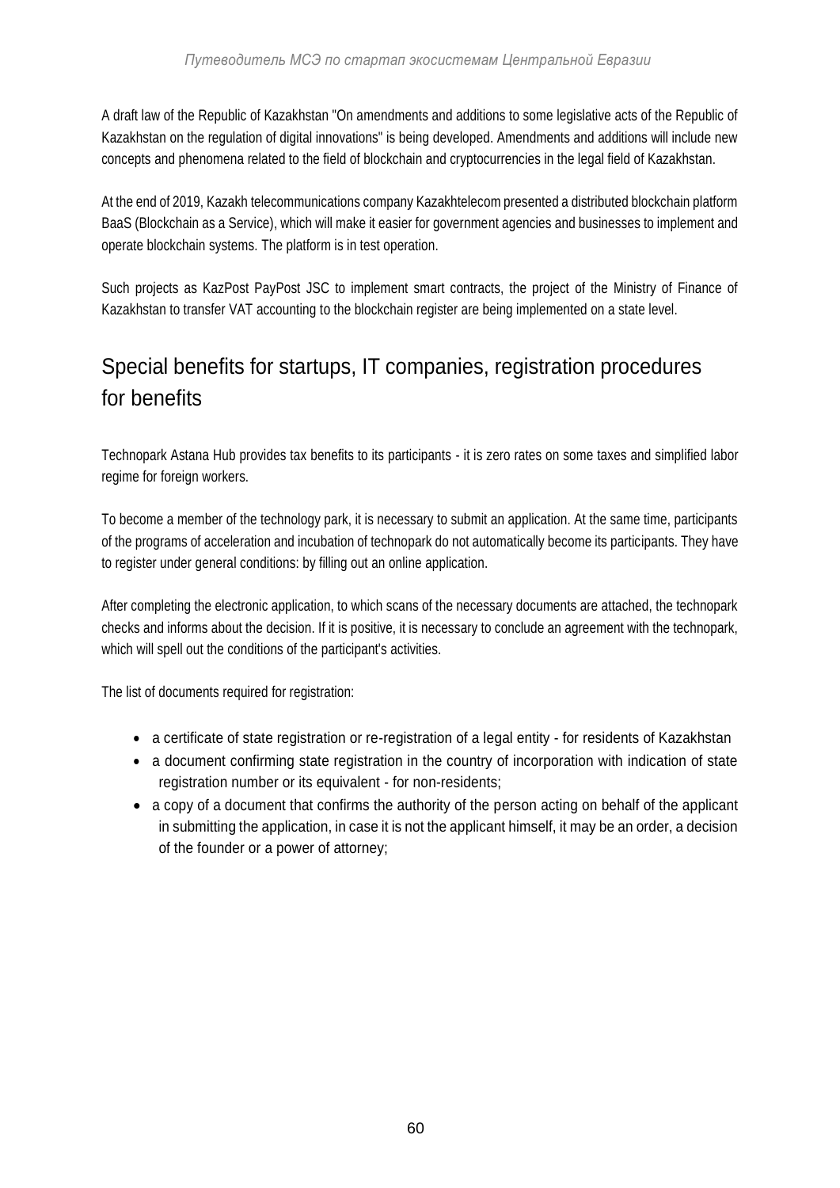A draft law of the Republic of Kazakhstan "On amendments and additions to some legislative acts of the Republic of Kazakhstan on the regulation of digital innovations" is being developed. Amendments and additions will include new concepts and phenomena related to the field of blockchain and cryptocurrencies in the legal field of Kazakhstan.

At the end of 2019, Kazakh telecommunications company Kazakhtelecom presented a distributed blockchain platform BaaS (Blockchain as a Service), which will make it easier for government agencies and businesses to implement and operate blockchain systems. The platform is in test operation.

Such projects as KazPost PayPost JSC to implement smart contracts, the project of the Ministry of Finance of Kazakhstan to transfer VAT accounting to the blockchain register are being implemented on a state level.

## Special benefits for startups, IT companies, registration procedures for benefits

Technopark Astana Hub provides tax benefits to its participants - it is zero rates on some taxes and simplified labor regime for foreign workers.

To become a member of the technology park, it is necessary to submit an application. At the same time, participants of the programs of acceleration and incubation of technopark do not automatically become its participants. They have to register under general conditions: by filling out an online application.

After completing the electronic application, to which scans of the necessary documents are attached, the technopark checks and informs about the decision. If it is positive, it is necessary to conclude an agreement with the technopark, which will spell out the conditions of the participant's activities.

The list of documents required for registration:

- a certificate of state registration or re-registration of a legal entity - for residents of Kazakhstan
- a document confirming state registration in the country of incorporation with indication of state registration number or its equivalent - for non-residents;
- a copy of a document that confirms the authority of the person acting on behalf of the applicant in submitting the application, in case it is not the applicant himself, it may be an order, a decision of the founder or a power of attorney;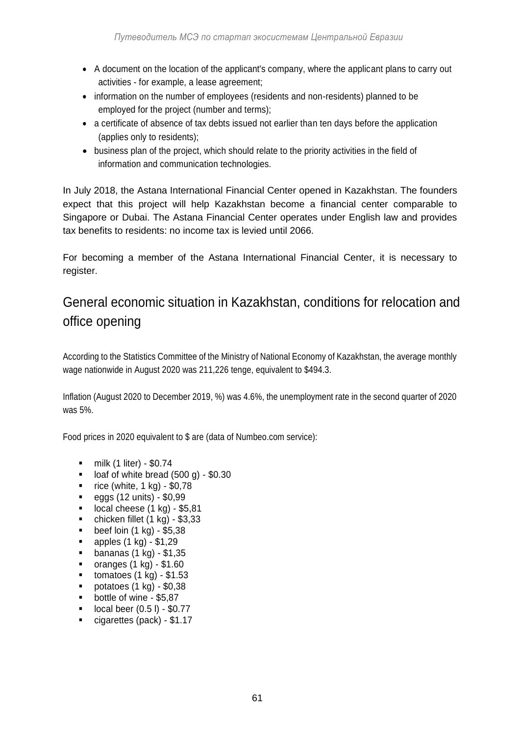- A document on the location of the applicant's company, where the applicant plans to carry out activities - for example, a lease agreement;
- information on the number of employees (residents and non-residents) planned to be employed for the project (number and terms);
- a certificate of absence of tax debts issued not earlier than ten days before the application (applies only to residents);
- business plan of the project, which should relate to the priority activities in the field of information and communication technologies.

In July 2018, the Astana International Financial Center opened in Kazakhstan. The founders expect that this project will help Kazakhstan become a financial center comparable to Singapore or Dubai. The Astana Financial Center operates under English law and provides tax benefits to residents: no income tax is levied until 2066.

For becoming a member of the Astana International Financial Center, it is necessary to register.

## General economic situation in Kazakhstan, conditions for relocation and office opening

According to the Statistics Committee of the Ministry of National Economy of Kazakhstan, the average monthly wage nationwide in August 2020 was 211,226 tenge, equivalent to $494.3.

Inflation (August 2020 to December 2019, %) was 4.6%, the unemployment rate in the second quarter of 2020 was 5%.

Food prices in 2020 equivalent to $ are (data of Numbeo.com service):

- milk (1 liter) - $0.74
- loaf of white bread (500 g) - $0.30
- rice (white, 1 kg) - $0,78
- eggs (12 units) - $0,99
- local cheese (1 kg) - $5,81
- chicken fillet (1 kg) - $3,33
- beef loin (1 kg) - $5,38
- apples (1 kg) - $1,29
- bananas (1 kg) - $1,35
- oranges (1 kg) - $1.60
- tomatoes (1 kg) - $1.53
- potatoes (1 kg) - $0,38
- bottle of wine - $5,87
- local beer (0.5 l) - $0.77
- cigarettes (pack) - $1.17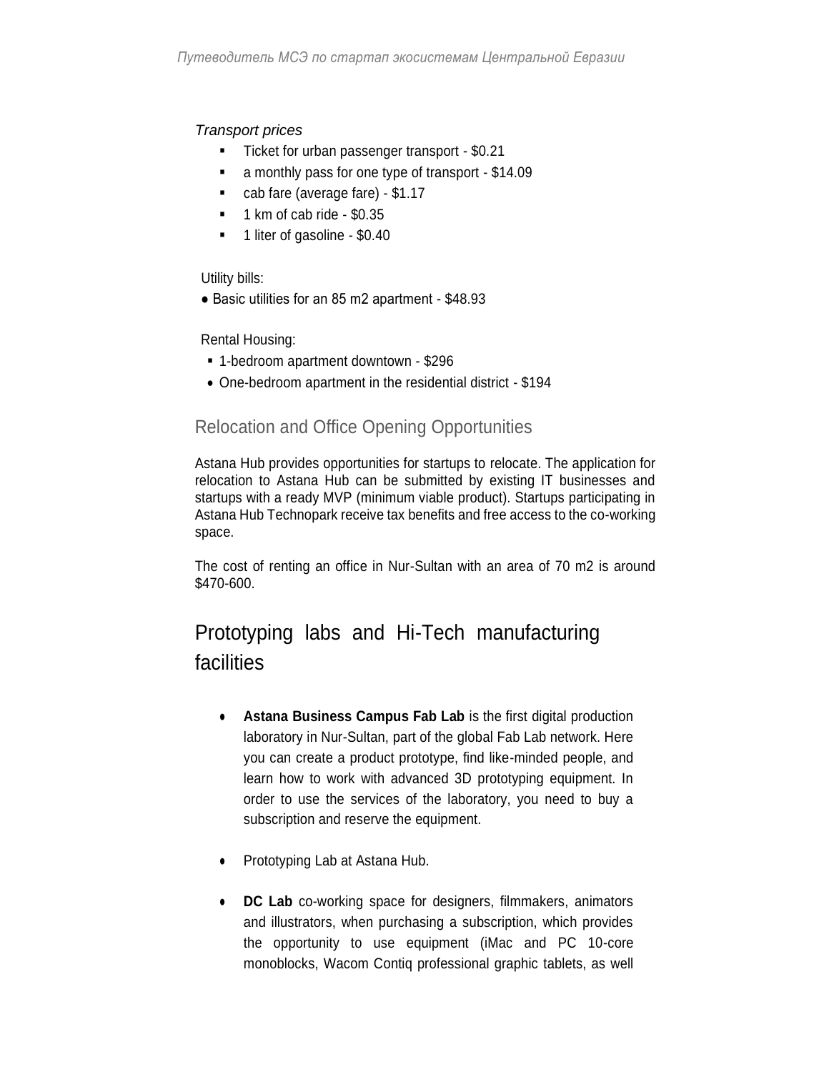*Transport prices*

- Ticket for urban passenger transport - $0.21
- a monthly pass for one type of transport - $14.09
- cab fare (average fare) - $1.17
- 1 km of cab ride - $0.35
- 1 liter of gasoline - $0.40

Utility bills:

- Basic utilities for an 85 m2 apartment - $48.93

Rental Housing:

- 1-bedroom apartment downtown - $296
- One-bedroom apartment in the residential district - $194

### Relocation and Office Opening Opportunities

Astana Hub provides opportunities for startups to relocate. The application for relocation to Astana Hub can be submitted by existing IT businesses and startups with a ready MVP (minimum viable product). Startups participating in Astana Hub Technopark receive tax benefits and free access to the co-working space.

The cost of renting an office in Nur-Sultan with an area of 70 m2 is around $470-600.

## Prototyping labs and Hi-Tech manufacturing facilities

- **Astana Business Campus Fab Lab** is the first digital production laboratory in Nur-Sultan, part of the global Fab Lab network. Here you can create a product prototype, find like-minded people, and learn how to work with advanced 3D prototyping equipment. In order to use the services of the laboratory, you need to buy a subscription and reserve the equipment.

- Prototyping Lab at Astana Hub.

- **DC Lab** co-working space for designers, filmmakers, animators and illustrators, when purchasing a subscription, which provides the opportunity to use equipment (iMac and PC 10-core monoblocks, Wacom Contiq professional graphic tablets, as well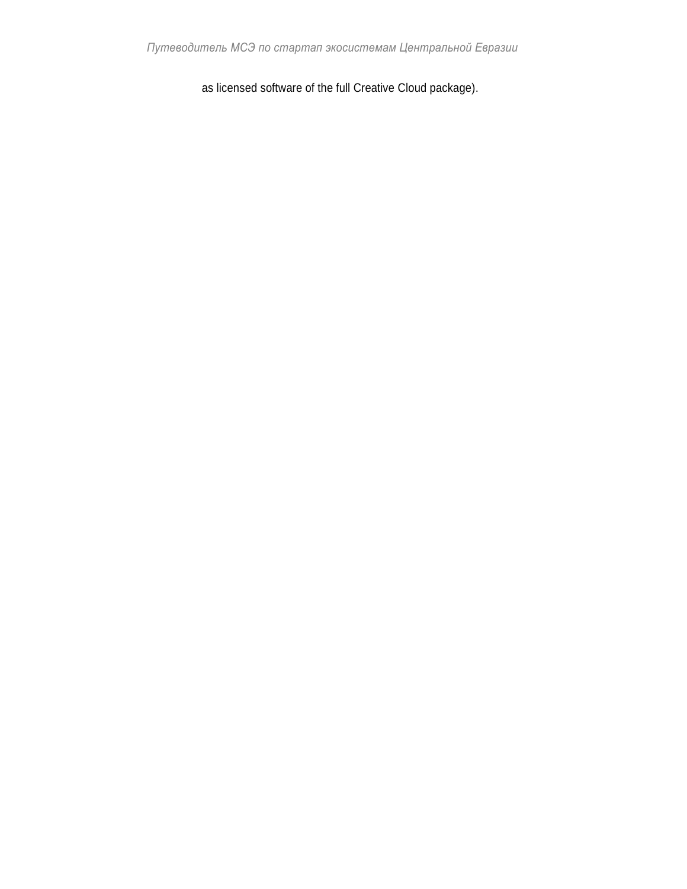as licensed software of the full Creative Cloud package).